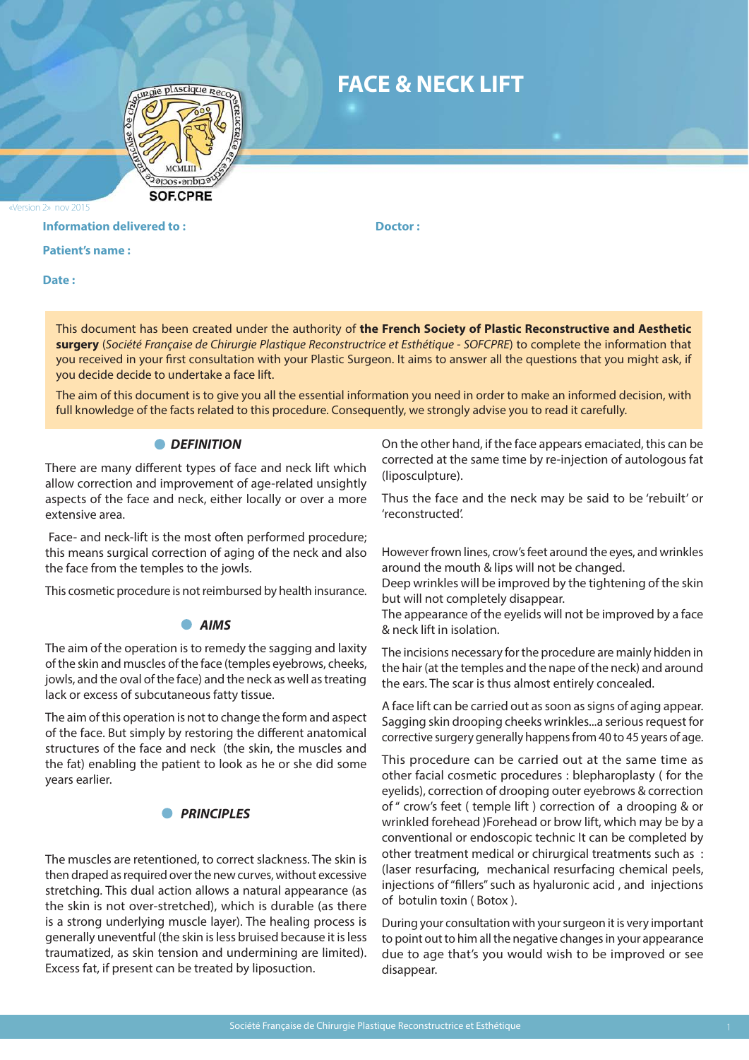# FACE & NECK LIFT

SOF.CPRE

«Version 2» nov 2015

**Information delivered to :** **Doctor :**

**Patient's name :**

**Date :**

This document has been created under the authority of **the French Society of Plastic Reconstructive and Aesthetic surgery** (*Société Française de Chirurgie Plastique Reconstructrice et Esthétique - SOFCPRE*) to complete the information that you received in your first consultation with your Plastic Surgeon. It aims to answer all the questions that you might ask, if you decide decide to undertake a face lift.

The aim of this document is to give you all the essential information you need in order to make an informed decision, with full knowledge of the facts related to this procedure. Consequently, we strongly advise you to read it carefully.

## *DEFINITION*

There are many different types of face and neck lift which allow correction and improvement of age-related unsightly aspects of the face and neck, either locally or over a more extensive area.

Face- and neck-lift is the most often performed procedure; this means surgical correction of aging of the neck and also the face from the temples to the jowls.

This cosmetic procedure is not reimbursed by health insurance.

## *AIMS*

The aim of the operation is to remedy the sagging and laxity of the skin and muscles of the face (temples eyebrows, cheeks, jowls, and the oval of the face) and the neck as well as treating lack or excess of subcutaneous fatty tissue.

The aim of this operation is not to change the form and aspect of the face. But simply by restoring the different anatomical structures of the face and neck (the skin, the muscles and the fat) enabling the patient to look as he or she did some years earlier.

## *PRINCIPLES*

The muscles are retentioned, to correct slackness. The skin is then draped as required over the new curves, without excessive stretching. This dual action allows a natural appearance (as the skin is not over-stretched), which is durable (as there is a strong underlying muscle layer). The healing process is generally uneventful (the skin is less bruised because it is less traumatized, as skin tension and undermining are limited). Excess fat, if present can be treated by liposuction.

On the other hand, if the face appears emaciated, this can be corrected at the same time by re-injection of autologous fat (liposculpture).

Thus the face and the neck may be said to be 'rebuilt' or 'reconstructed'.

However frown lines, crow's feet around the eyes, and wrinkles around the mouth & lips will not be changed.
Deep wrinkles will be improved by the tightening of the skin but will not completely disappear.
The appearance of the eyelids will not be improved by a face & neck lift in isolation.

The incisions necessary for the procedure are mainly hidden in the hair (at the temples and the nape of the neck) and around the ears. The scar is thus almost entirely concealed.

A face lift can be carried out as soon as signs of aging appear. Sagging skin drooping cheeks wrinkles...a serious request for corrective surgery generally happens from 40 to 45 years of age.

This procedure can be carried out at the same time as other facial cosmetic procedures : blepharoplasty ( for the eyelids), correction of drooping outer eyebrows & correction of " crow's feet ( temple lift ) correction of a drooping & or wrinkled forehead )Forehead or brow lift, which may be by a conventional or endoscopic technic It can be completed by other treatment medical or chirurgical treatments such as : (laser resurfacing, mechanical resurfacing chemical peels, injections of "fillers" such as hyaluronic acid , and injections of botulin toxin ( Botox ).

During your consultation with your surgeon it is very important to point out to him all the negative changes in your appearance due to age that's you would wish to be improved or see disappear.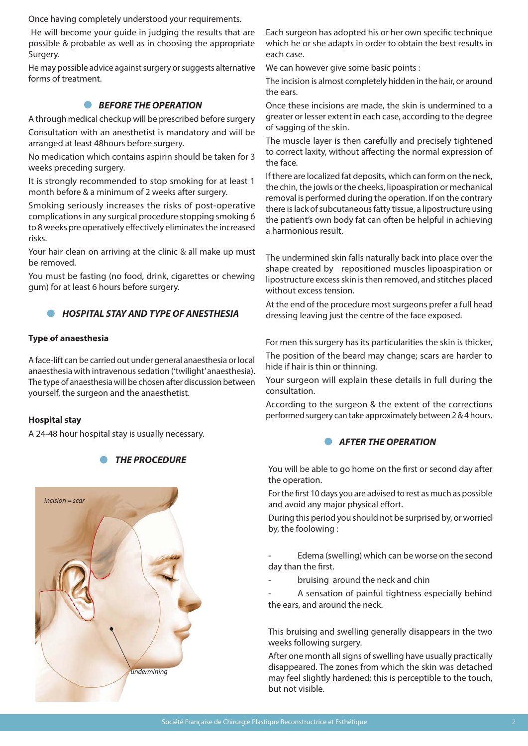Once having completely understood your requirements.

He will become your guide in judging the results that are possible & probable as well as in choosing the appropriate Surgery.

He may possible advice against surgery or suggests alternative forms of treatment.

## BEFORE THE OPERATION

A through medical checkup will be prescribed before surgery

Consultation with an anesthetist is mandatory and will be arranged at least 48hours before surgery.

No medication which contains aspirin should be taken for 3 weeks preceding surgery.

It is strongly recommended to stop smoking for at least 1 month before & a minimum of 2 weeks after surgery.

Smoking seriously increases the risks of post-operative complications in any surgical procedure stopping smoking 6 to 8 weeks pre operatively effectively eliminates the increased risks.

Your hair clean on arriving at the clinic & all make up must be removed.

You must be fasting (no food, drink, cigarettes or chewing gum) for at least 6 hours before surgery.

## HOSPITAL STAY AND TYPE OF ANESTHESIA

**Type of anaesthesia**

A face-lift can be carried out under general anaesthesia or local anaesthesia with intravenous sedation ('twilight' anaesthesia). The type of anaesthesia will be chosen after discussion between yourself, the surgeon and the anaesthetist.

**Hospital stay**

A 24-48 hour hospital stay is usually necessary.

## THE PROCEDURE

*incision = scar*

*undermining*

Each surgeon has adopted his or her own specific technique which he or she adapts in order to obtain the best results in each case.

We can however give some basic points :

The incision is almost completely hidden in the hair, or around the ears.

Once these incisions are made, the skin is undermined to a greater or lesser extent in each case, according to the degree of sagging of the skin.

The muscle layer is then carefully and precisely tightened to correct laxity, without affecting the normal expression of the face.

If there are localized fat deposits, which can form on the neck, the chin, the jowls or the cheeks, lipoaspiration or mechanical removal is performed during the operation. If on the contrary there is lack of subcutaneous fatty tissue, a lipostructure using the patient's own body fat can often be helpful in achieving a harmonious result.

The undermined skin falls naturally back into place over the shape created by repositioned muscles lipoaspiration or lipostructure excess skin is then removed, and stitches placed without excess tension.

At the end of the procedure most surgeons prefer a full head dressing leaving just the centre of the face exposed.

For men this surgery has its particularities the skin is thicker,

The position of the beard may change; scars are harder to hide if hair is thin or thinning.

Your surgeon will explain these details in full during the consultation.

According to the surgeon & the extent of the corrections performed surgery can take approximately between 2 & 4 hours.

## AFTER THE OPERATION

You will be able to go home on the first or second day after the operation.

For the first 10 days you are advised to rest as much as possible and avoid any major physical effort.

During this period you should not be surprised by, or worried by, the foolowing :

- Edema (swelling) which can be worse on the second day than the first.
- bruising around the neck and chin
- A sensation of painful tightness especially behind the ears, and around the neck.

This bruising and swelling generally disappears in the two weeks following surgery.

After one month all signs of swelling have usually practically disappeared. The zones from which the skin was detached may feel slightly hardened; this is perceptible to the touch, but not visible.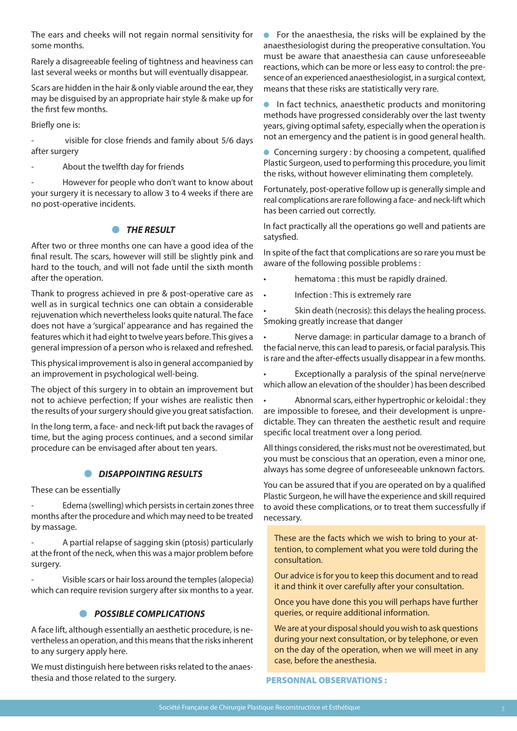The ears and cheeks will not regain normal sensitivity for some months.

Rarely a disagreeable feeling of tightness and heaviness can last several weeks or months but will eventually disappear.

Scars are hidden in the hair & only viable around the ear, they may be disguised by an appropriate hair style & make up for the first few months.

Briefly one is:

- visible for close friends and family about 5/6 days after surgery
- About the twelfth day for friends
- However for people who don't want to know about your surgery it is necessary to allow 3 to 4 weeks if there are no post-operative incidents.

## THE RESULT

After two or three months one can have a good idea of the final result. The scars, however will still be slightly pink and hard to the touch, and will not fade until the sixth month after the operation.

Thank to progress achieved in pre & post-operative care as well as in surgical technics one can obtain a considerable rejuvenation which nevertheless looks quite natural. The face does not have a 'surgical' appearance and has regained the features which it had eight to twelve years before. This gives a general impression of a person who is relaxed and refreshed.

This physical improvement is also in general accompanied by an improvement in psychological well-being.

The object of this surgery in to obtain an improvement but not to achieve perfection; If your wishes are realistic then the results of your surgery should give you great satisfaction.

In the long term, a face- and neck-lift put back the ravages of time, but the aging process continues, and a second similar procedure can be envisaged after about ten years.

## DISAPPOINTING RESULTS

These can be essentially

- Edema (swelling) which persists in certain zones three months after the procedure and which may need to be treated by massage.
- A partial relapse of sagging skin (ptosis) particularly at the front of the neck, when this was a major problem before surgery.
- Visible scars or hair loss around the temples (alopecia) which can require revision surgery after six months to a year.

## POSSIBLE COMPLICATIONS

A face lift, although essentially an aesthetic procedure, is nevertheless an operation, and this means that the risks inherent to any surgery apply here.

We must distinguish here between risks related to the anaesthesia and those related to the surgery.

- For the anaesthesia, the risks will be explained by the anaesthesiologist during the preoperative consultation. You must be aware that anaesthesia can cause unforeseeable reactions, which can be more or less easy to control: the presence of an experienced anaesthesiologist, in a surgical context, means that these risks are statistically very rare.
- In fact technics, anaesthetic products and monitoring methods have progressed considerably over the last twenty years, giving optimal safety, especially when the operation is not an emergency and the patient is in good general health.
- Concerning surgery : by choosing a competent, qualified Plastic Surgeon, used to performing this procedure, you limit the risks, without however eliminating them completely.

Fortunately, post-operative follow up is generally simple and real complications are rare following a face- and neck-lift which has been carried out correctly.

In fact practically all the operations go well and patients are satysfied.

In spite of the fact that complications are so rare you must be aware of the following possible problems :

- hematoma : this must be rapidly drained.
- Infection : This is extremely rare
- Skin death (necrosis): this delays the healing process. Smoking greatly increase that danger
- Nerve damage: in particular damage to a branch of the facial nerve, this can lead to paresis, or facial paralysis. This is rare and the after-effects usually disappear in a few months.
- Exceptionally a paralysis of the spinal nerve(nerve which allow an elevation of the shoulder ) has been described
- Abnormal scars, either hypertrophic or keloidal : they are impossible to foresee, and their development is unpredictable. They can threaten the aesthetic result and require specific local treatment over a long period.

All things considered, the risks must not be overestimated, but you must be conscious that an operation, even a minor one, always has some degree of unforeseeable unknown factors.

You can be assured that if you are operated on by a qualified Plastic Surgeon, he will have the experience and skill required to avoid these complications, or to treat them successfully if necessary.

These are the facts which we wish to bring to your attention, to complement what you were told during the consultation.

Our advice is for you to keep this document and to read it and think it over carefully after your consultation.

Once you have done this you will perhaps have further queries, or require additional information.

We are at your disposal should you wish to ask questions during your next consultation, or by telephone, or even on the day of the operation, when we will meet in any case, before the anesthesia.

**PERSONNAL OBSERVATIONS :**